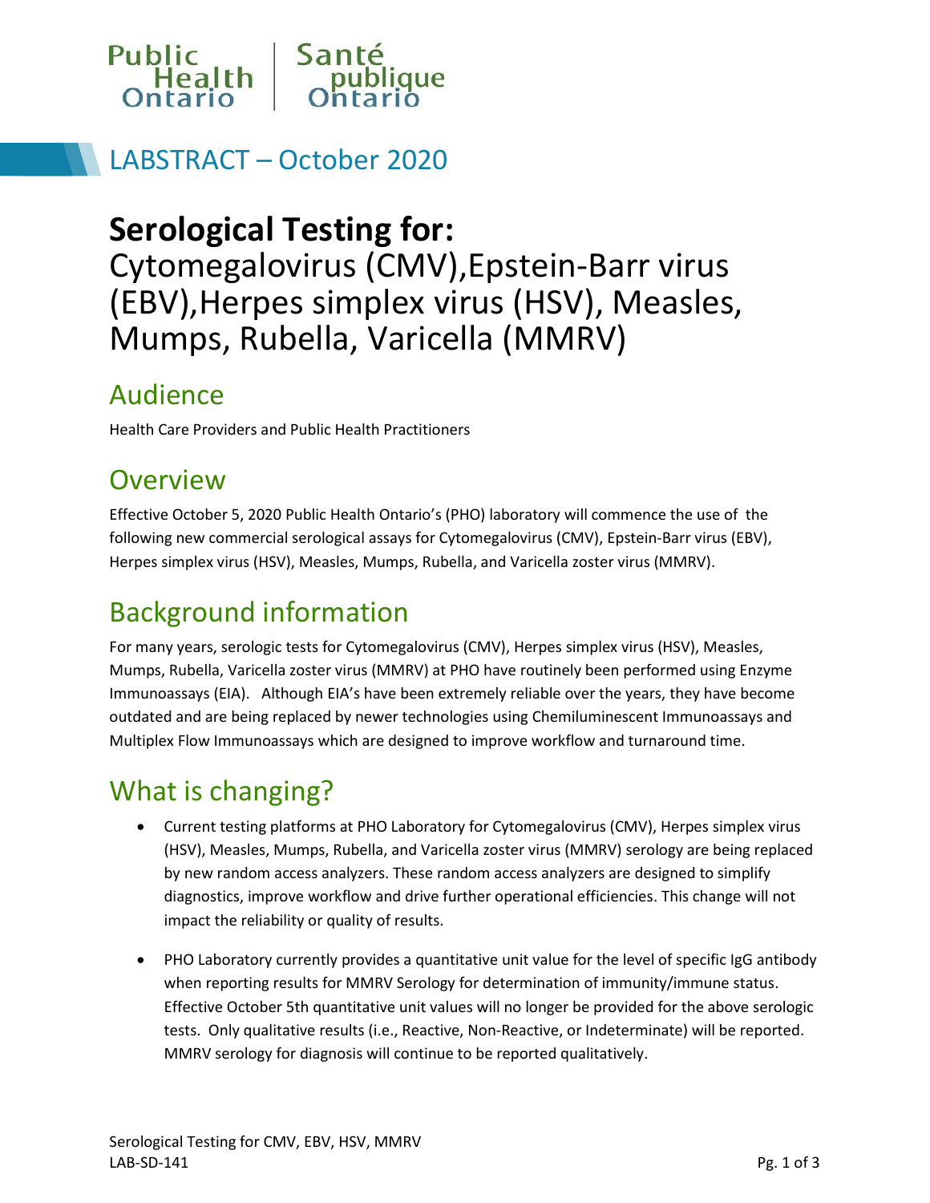Public Health Ontario | Santé publique Ontario

## LABSTRACT – October 2020

# Serological Testing for:

# Cytomegalovirus (CMV),Epstein-Barr virus (EBV),Herpes simplex virus (HSV), Measles, Mumps, Rubella, Varicella (MMRV)

## Audience

Health Care Providers and Public Health Practitioners

## Overview

Effective October 5, 2020 Public Health Ontario's (PHO) laboratory will commence the use of the following new commercial serological assays for Cytomegalovirus (CMV), Epstein-Barr virus (EBV), Herpes simplex virus (HSV), Measles, Mumps, Rubella, and Varicella zoster virus (MMRV).

## Background information

For many years, serologic tests for Cytomegalovirus (CMV), Herpes simplex virus (HSV), Measles, Mumps, Rubella, Varicella zoster virus (MMRV) at PHO have routinely been performed using Enzyme Immunoassays (EIA). Although EIA's have been extremely reliable over the years, they have become outdated and are being replaced by newer technologies using Chemiluminescent Immunoassays and Multiplex Flow Immunoassays which are designed to improve workflow and turnaround time.

## What is changing?

- Current testing platforms at PHO Laboratory for Cytomegalovirus (CMV), Herpes simplex virus (HSV), Measles, Mumps, Rubella, and Varicella zoster virus (MMRV) serology are being replaced by new random access analyzers. These random access analyzers are designed to simplify diagnostics, improve workflow and drive further operational efficiencies. This change will not impact the reliability or quality of results.
- PHO Laboratory currently provides a quantitative unit value for the level of specific IgG antibody when reporting results for MMRV Serology for determination of immunity/immune status. Effective October 5th quantitative unit values will no longer be provided for the above serologic tests. Only qualitative results (i.e., Reactive, Non-Reactive, or Indeterminate) will be reported. MMRV serology for diagnosis will continue to be reported qualitatively.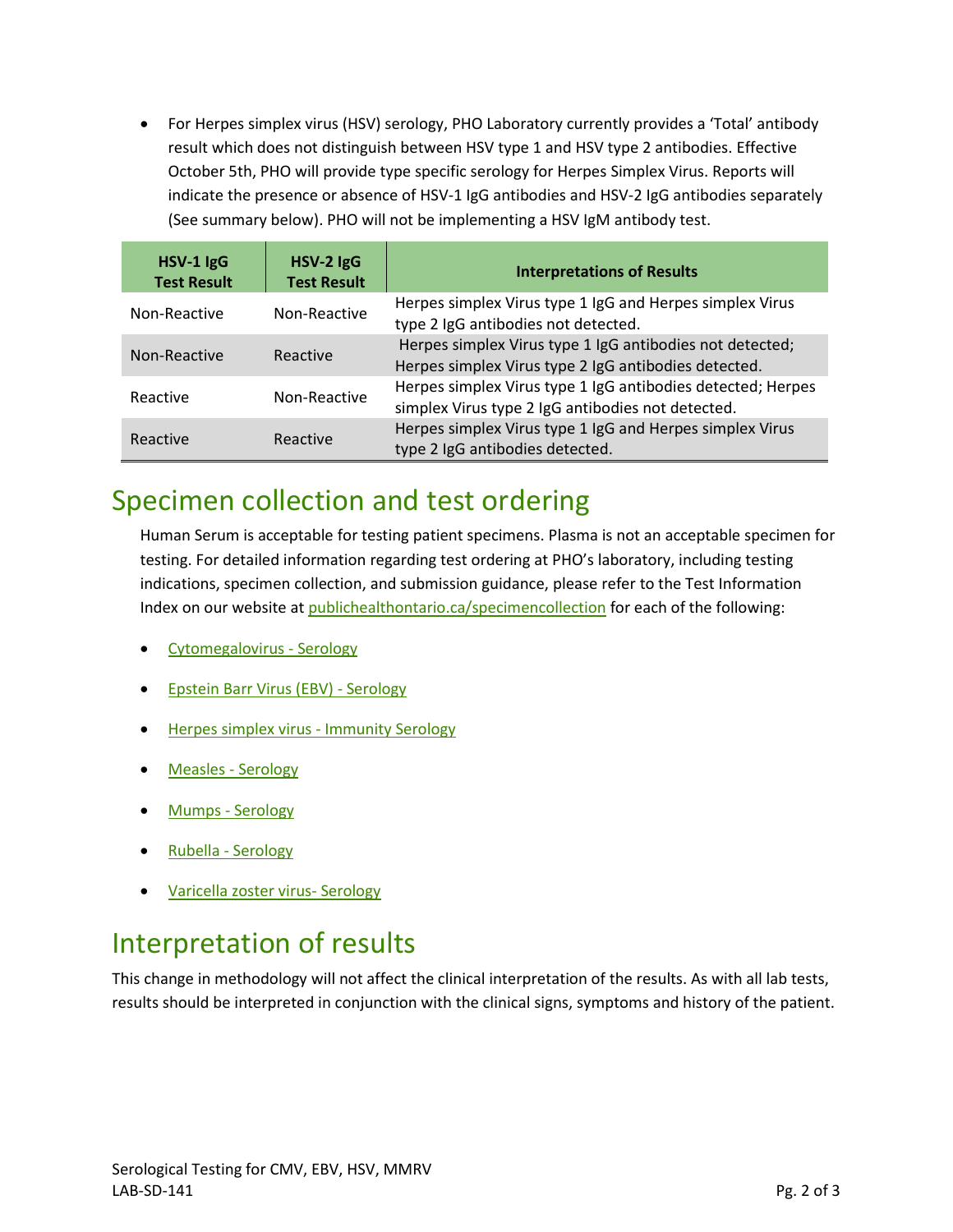- For Herpes simplex virus (HSV) serology, PHO Laboratory currently provides a 'Total' antibody result which does not distinguish between HSV type 1 and HSV type 2 antibodies. Effective October 5th, PHO will provide type specific serology for Herpes Simplex Virus. Reports will indicate the presence or absence of HSV-1 IgG antibodies and HSV-2 IgG antibodies separately (See summary below). PHO will not be implementing a HSV IgM antibody test.

| HSV-1 IgG Test Result | HSV-2 IgG Test Result | Interpretations of Results |
|---|---|---|
| Non-Reactive | Non-Reactive | Herpes simplex Virus type 1 IgG and Herpes simplex Virus type 2 IgG antibodies not detected. |
| Non-Reactive | Reactive | Herpes simplex Virus type 1 IgG antibodies not detected; Herpes simplex Virus type 2 IgG antibodies detected. |
| Reactive | Non-Reactive | Herpes simplex Virus type 1 IgG antibodies detected; Herpes simplex Virus type 2 IgG antibodies not detected. |
| Reactive | Reactive | Herpes simplex Virus type 1 IgG and Herpes simplex Virus type 2 IgG antibodies detected. |

## Specimen collection and test ordering

Human Serum is acceptable for testing patient specimens. Plasma is not an acceptable specimen for testing. For detailed information regarding test ordering at PHO's laboratory, including testing indications, specimen collection, and submission guidance, please refer to the Test Information Index on our website at publichealthontario.ca/specimencollection for each of the following:

- Cytomegalovirus - Serology
- Epstein Barr Virus (EBV) - Serology
- Herpes simplex virus - Immunity Serology
- Measles - Serology
- Mumps - Serology
- Rubella - Serology
- Varicella zoster virus- Serology

## Interpretation of results

This change in methodology will not affect the clinical interpretation of the results. As with all lab tests, results should be interpreted in conjunction with the clinical signs, symptoms and history of the patient.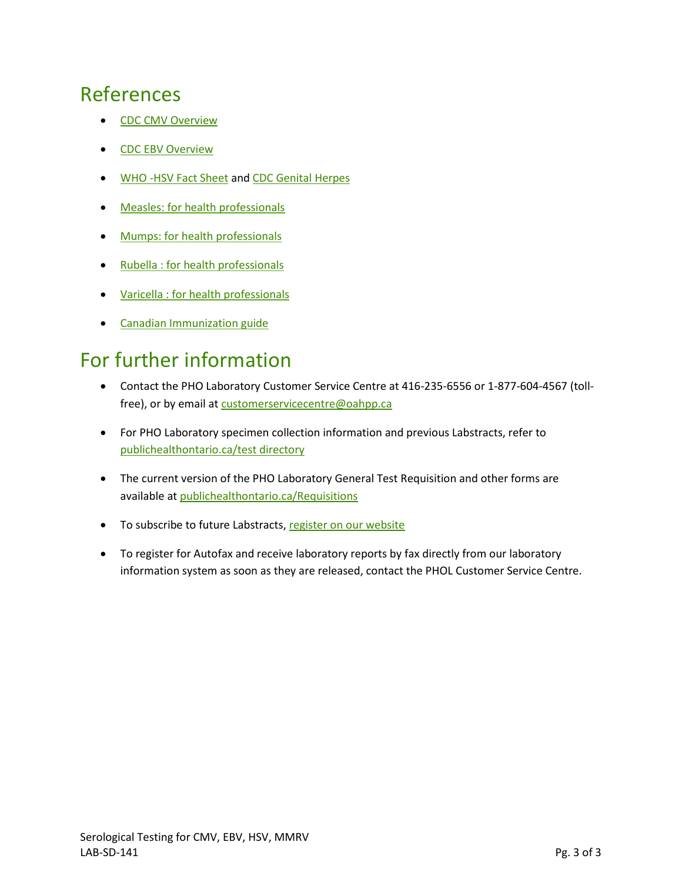## References

- CDC CMV Overview
- CDC EBV Overview
- WHO -HSV Fact Sheet and CDC Genital Herpes
- Measles: for health professionals
- Mumps: for health professionals
- Rubella : for health professionals
- Varicella : for health professionals
- Canadian Immunization guide

## For further information

- Contact the PHO Laboratory Customer Service Centre at 416-235-6556 or 1-877-604-4567 (toll-free), or by email at customerservicecentre@oahpp.ca
- For PHO Laboratory specimen collection information and previous Labstracts, refer to publichealthontario.ca/test directory
- The current version of the PHO Laboratory General Test Requisition and other forms are available at publichealthontario.ca/Requisitions
- To subscribe to future Labstracts, register on our website
- To register for Autofax and receive laboratory reports by fax directly from our laboratory information system as soon as they are released, contact the PHOL Customer Service Centre.